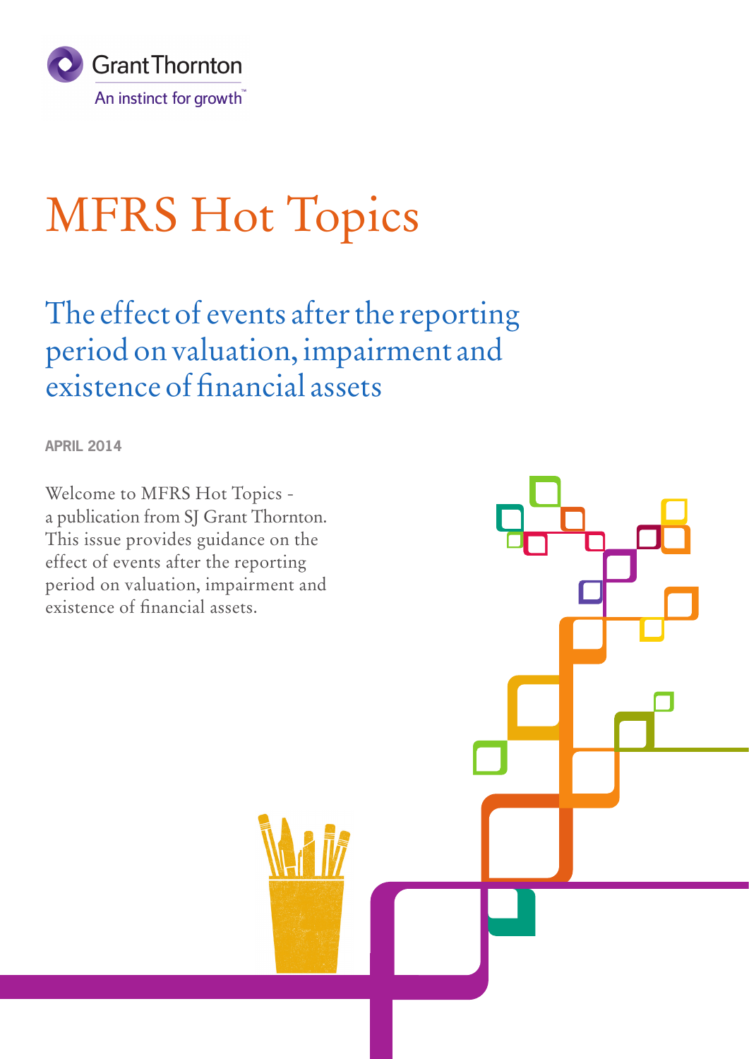Grant Thornton
An instinct for growth™

# MFRS Hot Topics

## The effect of events after the reporting period on valuation, impairment and existence of financial assets

**APRIL 2014**

Welcome to MFRS Hot Topics - a publication from SJ Grant Thornton. This issue provides guidance on the effect of events after the reporting period on valuation, impairment and existence of financial assets.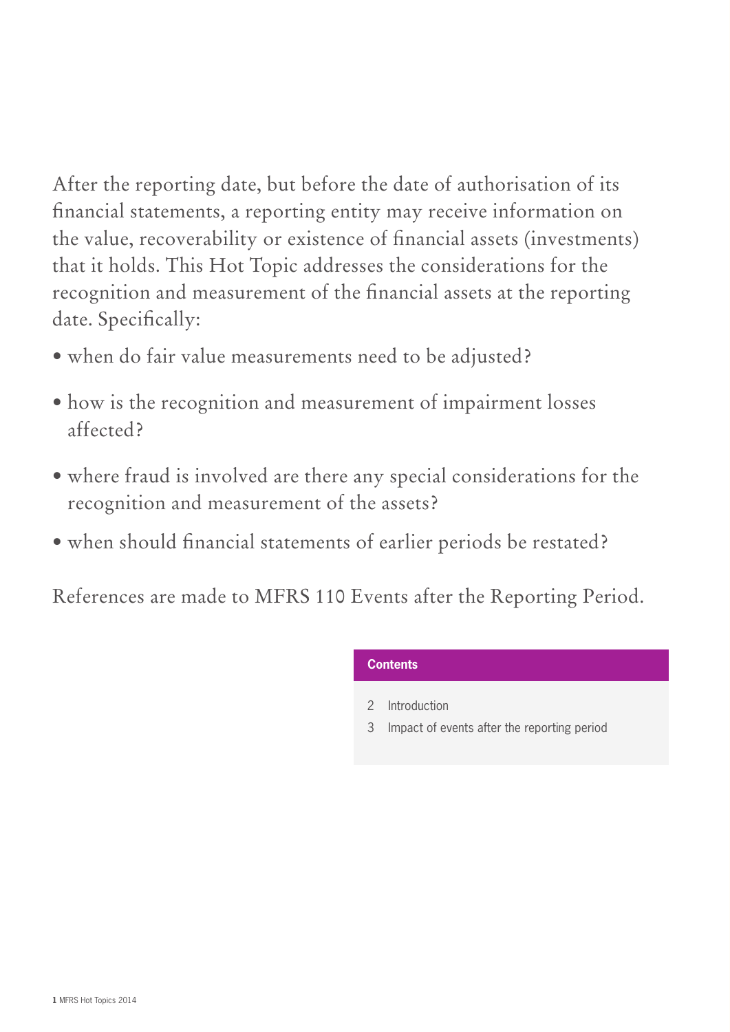After the reporting date, but before the date of authorisation of its financial statements, a reporting entity may receive information on the value, recoverability or existence of financial assets (investments) that it holds. This Hot Topic addresses the considerations for the recognition and measurement of the financial assets at the reporting date. Specifically:

- when do fair value measurements need to be adjusted?
- how is the recognition and measurement of impairment losses affected?
- where fraud is involved are there any special considerations for the recognition and measurement of the assets?
- when should financial statements of earlier periods be restated?

References are made to MFRS 110 Events after the Reporting Period.

**Contents**

2 Introduction
3 Impact of events after the reporting period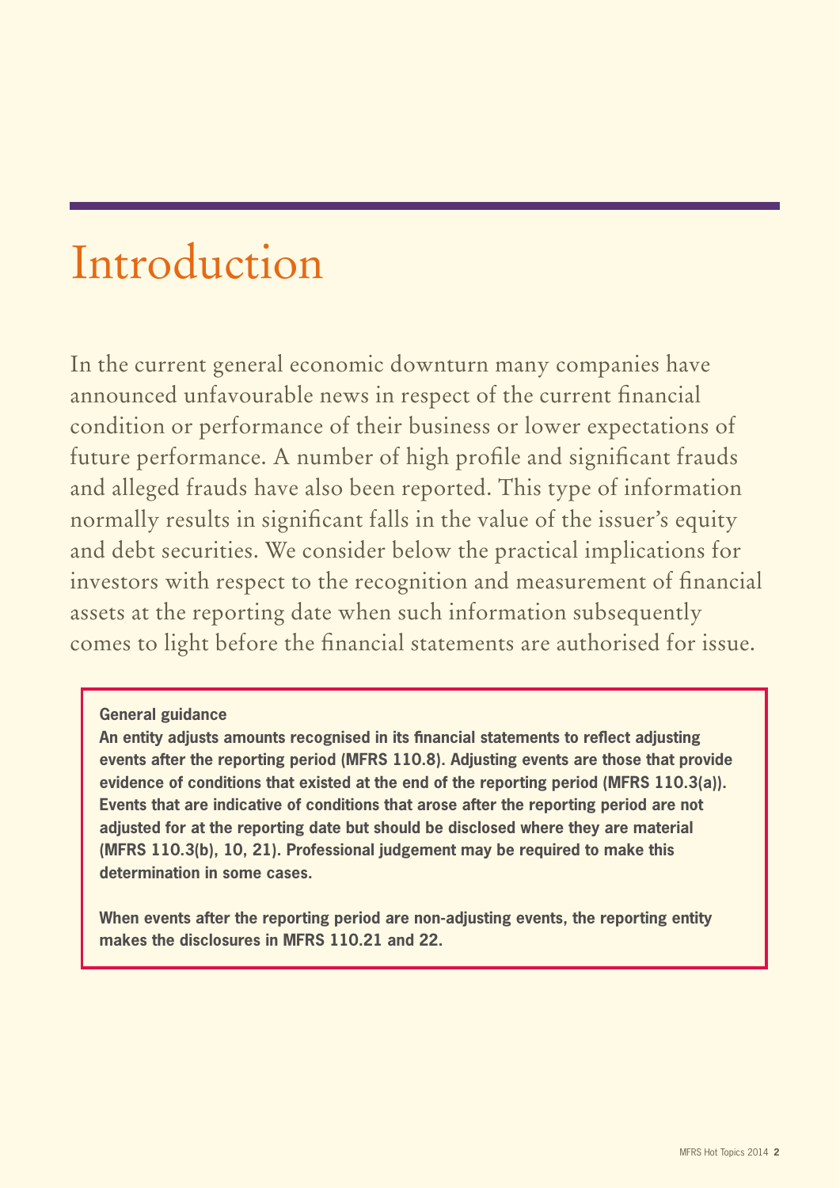# Introduction

In the current general economic downturn many companies have announced unfavourable news in respect of the current financial condition or performance of their business or lower expectations of future performance. A number of high profile and significant frauds and alleged frauds have also been reported. This type of information normally results in significant falls in the value of the issuer's equity and debt securities. We consider below the practical implications for investors with respect to the recognition and measurement of financial assets at the reporting date when such information subsequently comes to light before the financial statements are authorised for issue.

**General guidance**

**An entity adjusts amounts recognised in its financial statements to reflect adjusting events after the reporting period (MFRS 110.8). Adjusting events are those that provide evidence of conditions that existed at the end of the reporting period (MFRS 110.3(a)). Events that are indicative of conditions that arose after the reporting period are not adjusted for at the reporting date but should be disclosed where they are material (MFRS 110.3(b), 10, 21). Professional judgement may be required to make this determination in some cases.**

**When events after the reporting period are non-adjusting events, the reporting entity makes the disclosures in MFRS 110.21 and 22.**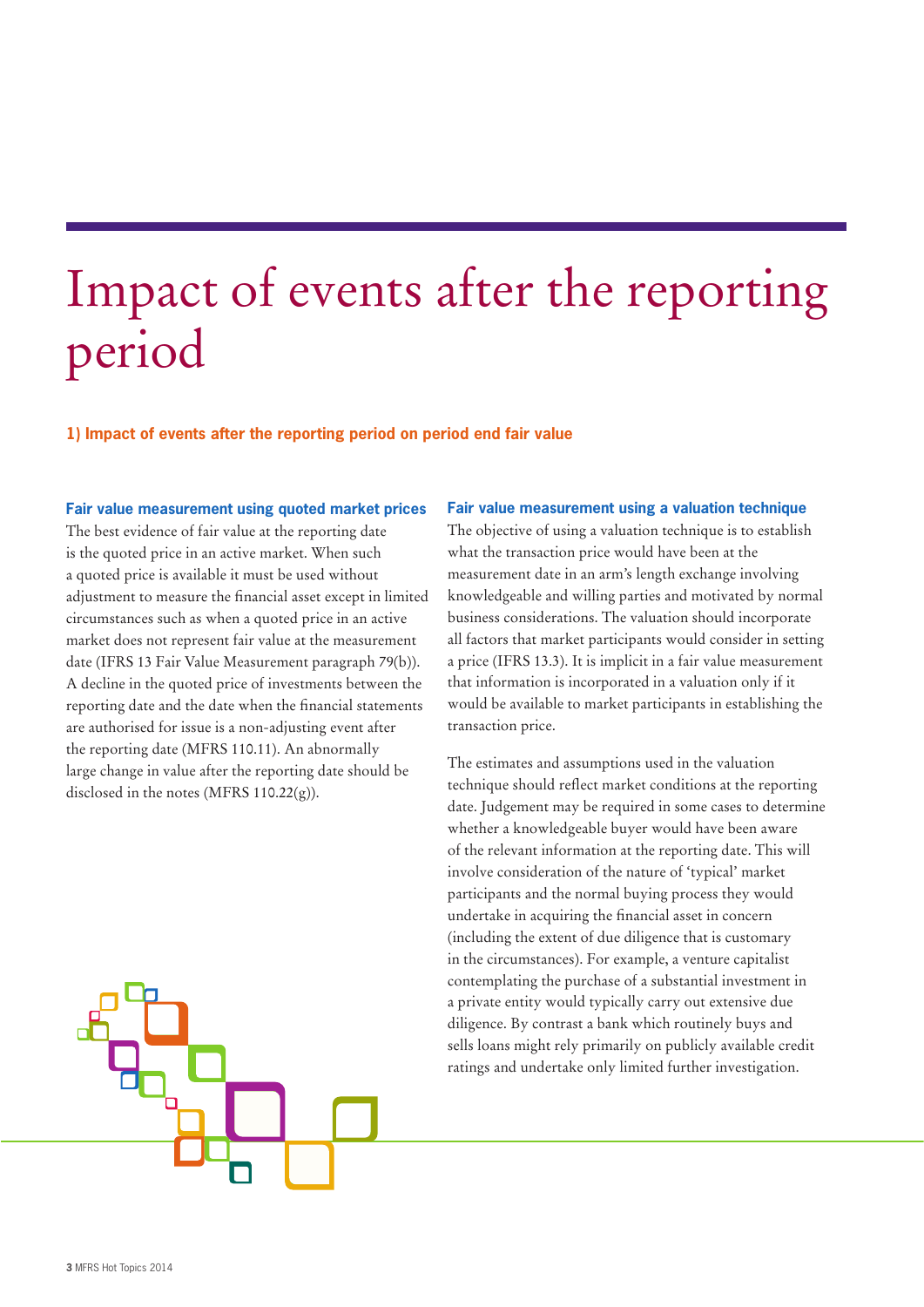# Impact of events after the reporting period

## 1) Impact of events after the reporting period on period end fair value

### Fair value measurement using quoted market prices

The best evidence of fair value at the reporting date is the quoted price in an active market. When such a quoted price is available it must be used without adjustment to measure the financial asset except in limited circumstances such as when a quoted price in an active market does not represent fair value at the measurement date (IFRS 13 Fair Value Measurement paragraph 79(b)). A decline in the quoted price of investments between the reporting date and the date when the financial statements are authorised for issue is a non-adjusting event after the reporting date (MFRS 110.11). An abnormally large change in value after the reporting date should be disclosed in the notes (MFRS 110.22(g)).

### Fair value measurement using a valuation technique

The objective of using a valuation technique is to establish what the transaction price would have been at the measurement date in an arm's length exchange involving knowledgeable and willing parties and motivated by normal business considerations. The valuation should incorporate all factors that market participants would consider in setting a price (IFRS 13.3). It is implicit in a fair value measurement that information is incorporated in a valuation only if it would be available to market participants in establishing the transaction price.

The estimates and assumptions used in the valuation technique should reflect market conditions at the reporting date. Judgement may be required in some cases to determine whether a knowledgeable buyer would have been aware of the relevant information at the reporting date. This will involve consideration of the nature of 'typical' market participants and the normal buying process they would undertake in acquiring the financial asset in concern (including the extent of due diligence that is customary in the circumstances). For example, a venture capitalist contemplating the purchase of a substantial investment in a private entity would typically carry out extensive due diligence. By contrast a bank which routinely buys and sells loans might rely primarily on publicly available credit ratings and undertake only limited further investigation.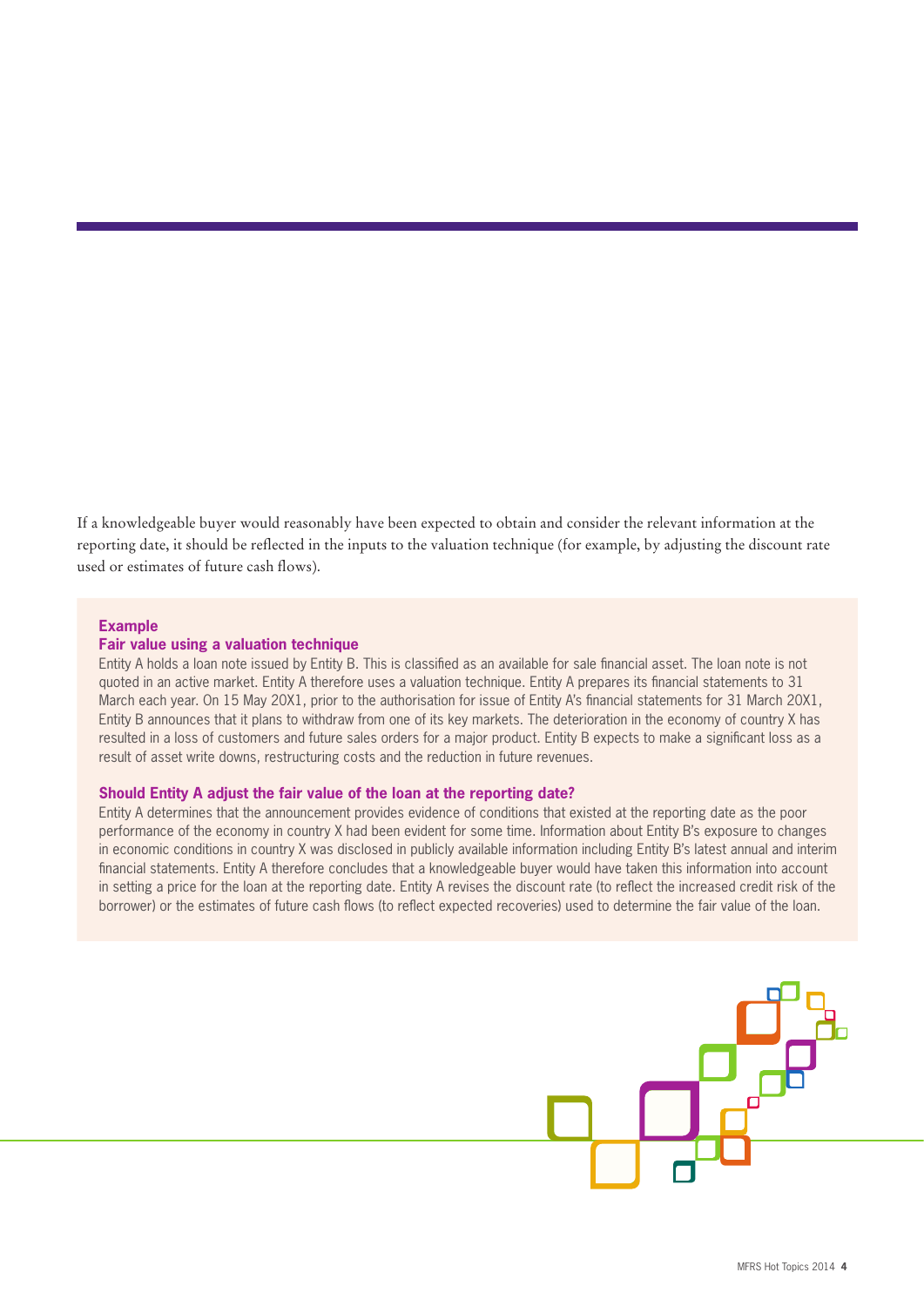If a knowledgeable buyer would reasonably have been expected to obtain and consider the relevant information at the reporting date, it should be reflected in the inputs to the valuation technique (for example, by adjusting the discount rate used or estimates of future cash flows).

**Example**

**Fair value using a valuation technique**

Entity A holds a loan note issued by Entity B. This is classified as an available for sale financial asset. The loan note is not quoted in an active market. Entity A therefore uses a valuation technique. Entity A prepares its financial statements to 31 March each year. On 15 May 20X1, prior to the authorisation for issue of Entity A's financial statements for 31 March 20X1, Entity B announces that it plans to withdraw from one of its key markets. The deterioration in the economy of country X has resulted in a loss of customers and future sales orders for a major product. Entity B expects to make a significant loss as a result of asset write downs, restructuring costs and the reduction in future revenues.

**Should Entity A adjust the fair value of the loan at the reporting date?**

Entity A determines that the announcement provides evidence of conditions that existed at the reporting date as the poor performance of the economy in country X had been evident for some time. Information about Entity B's exposure to changes in economic conditions in country X was disclosed in publicly available information including Entity B's latest annual and interim financial statements. Entity A therefore concludes that a knowledgeable buyer would have taken this information into account in setting a price for the loan at the reporting date. Entity A revises the discount rate (to reflect the increased credit risk of the borrower) or the estimates of future cash flows (to reflect expected recoveries) used to determine the fair value of the loan.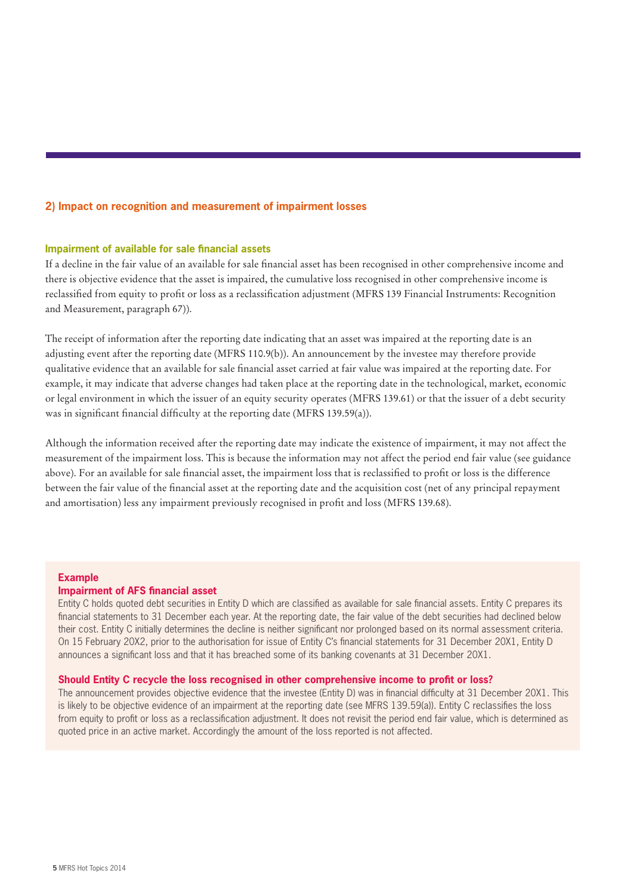## 2) Impact on recognition and measurement of impairment losses

### Impairment of available for sale financial assets

If a decline in the fair value of an available for sale financial asset has been recognised in other comprehensive income and there is objective evidence that the asset is impaired, the cumulative loss recognised in other comprehensive income is reclassified from equity to profit or loss as a reclassification adjustment (MFRS 139 Financial Instruments: Recognition and Measurement, paragraph 67)).

The receipt of information after the reporting date indicating that an asset was impaired at the reporting date is an adjusting event after the reporting date (MFRS 110.9(b)). An announcement by the investee may therefore provide qualitative evidence that an available for sale financial asset carried at fair value was impaired at the reporting date. For example, it may indicate that adverse changes had taken place at the reporting date in the technological, market, economic or legal environment in which the issuer of an equity security operates (MFRS 139.61) or that the issuer of a debt security was in significant financial difficulty at the reporting date (MFRS 139.59(a)).

Although the information received after the reporting date may indicate the existence of impairment, it may not affect the measurement of the impairment loss. This is because the information may not affect the period end fair value (see guidance above). For an available for sale financial asset, the impairment loss that is reclassified to profit or loss is the difference between the fair value of the financial asset at the reporting date and the acquisition cost (net of any principal repayment and amortisation) less any impairment previously recognised in profit and loss (MFRS 139.68).

**Example**
**Impairment of AFS financial asset**

Entity C holds quoted debt securities in Entity D which are classified as available for sale financial assets. Entity C prepares its financial statements to 31 December each year. At the reporting date, the fair value of the debt securities had declined below their cost. Entity C initially determines the decline is neither significant nor prolonged based on its normal assessment criteria. On 15 February 20X2, prior to the authorisation for issue of Entity C's financial statements for 31 December 20X1, Entity D announces a significant loss and that it has breached some of its banking covenants at 31 December 20X1.

**Should Entity C recycle the loss recognised in other comprehensive income to profit or loss?**

The announcement provides objective evidence that the investee (Entity D) was in financial difficulty at 31 December 20X1. This is likely to be objective evidence of an impairment at the reporting date (see MFRS 139.59(a)). Entity C reclassifies the loss from equity to profit or loss as a reclassification adjustment. It does not revisit the period end fair value, which is determined as quoted price in an active market. Accordingly the amount of the loss reported is not affected.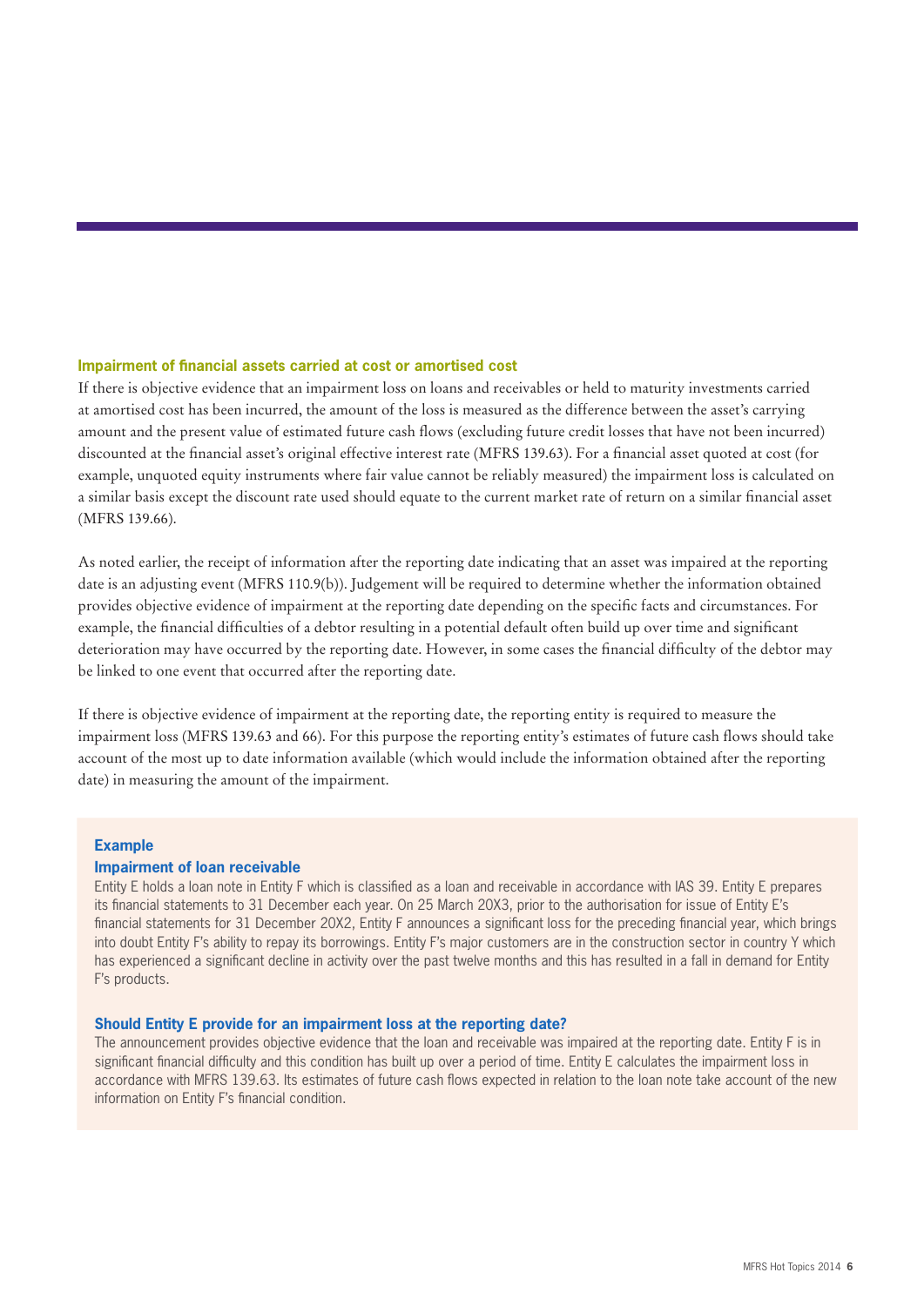## Impairment of financial assets carried at cost or amortised cost

If there is objective evidence that an impairment loss on loans and receivables or held to maturity investments carried at amortised cost has been incurred, the amount of the loss is measured as the difference between the asset's carrying amount and the present value of estimated future cash flows (excluding future credit losses that have not been incurred) discounted at the financial asset's original effective interest rate (MFRS 139.63). For a financial asset quoted at cost (for example, unquoted equity instruments where fair value cannot be reliably measured) the impairment loss is calculated on a similar basis except the discount rate used should equate to the current market rate of return on a similar financial asset (MFRS 139.66).

As noted earlier, the receipt of information after the reporting date indicating that an asset was impaired at the reporting date is an adjusting event (MFRS 110.9(b)). Judgement will be required to determine whether the information obtained provides objective evidence of impairment at the reporting date depending on the specific facts and circumstances. For example, the financial difficulties of a debtor resulting in a potential default often build up over time and significant deterioration may have occurred by the reporting date. However, in some cases the financial difficulty of the debtor may be linked to one event that occurred after the reporting date.

If there is objective evidence of impairment at the reporting date, the reporting entity is required to measure the impairment loss (MFRS 139.63 and 66). For this purpose the reporting entity's estimates of future cash flows should take account of the most up to date information available (which would include the information obtained after the reporting date) in measuring the amount of the impairment.

### Example

#### Impairment of loan receivable

Entity E holds a loan note in Entity F which is classified as a loan and receivable in accordance with IAS 39. Entity E prepares its financial statements to 31 December each year. On 25 March 20X3, prior to the authorisation for issue of Entity E's financial statements for 31 December 20X2, Entity F announces a significant loss for the preceding financial year, which brings into doubt Entity F's ability to repay its borrowings. Entity F's major customers are in the construction sector in country Y which has experienced a significant decline in activity over the past twelve months and this has resulted in a fall in demand for Entity F's products.

#### Should Entity E provide for an impairment loss at the reporting date?

The announcement provides objective evidence that the loan and receivable was impaired at the reporting date. Entity F is in significant financial difficulty and this condition has built up over a period of time. Entity E calculates the impairment loss in accordance with MFRS 139.63. Its estimates of future cash flows expected in relation to the loan note take account of the new information on Entity F's financial condition.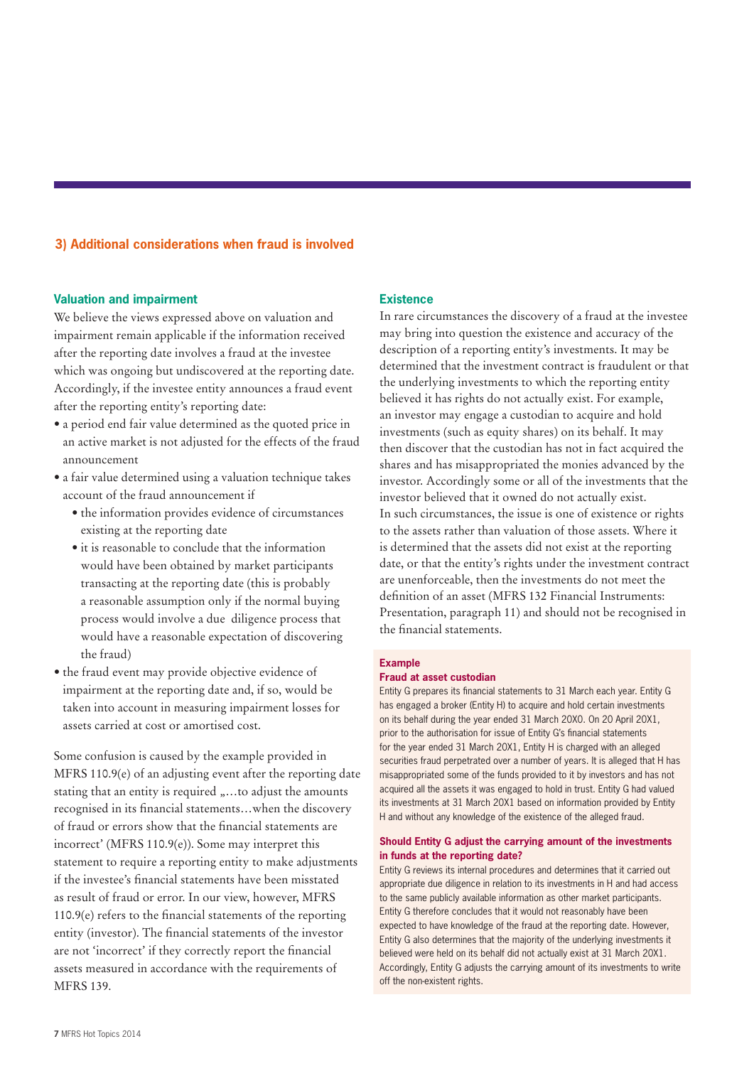## 3) Additional considerations when fraud is involved

### Valuation and impairment

We believe the views expressed above on valuation and impairment remain applicable if the information received after the reporting date involves a fraud at the investee which was ongoing but undiscovered at the reporting date. Accordingly, if the investee entity announces a fraud event after the reporting entity's reporting date:

- a period end fair value determined as the quoted price in an active market is not adjusted for the effects of the fraud announcement
- a fair value determined using a valuation technique takes account of the fraud announcement if
  - the information provides evidence of circumstances existing at the reporting date
  - it is reasonable to conclude that the information would have been obtained by market participants transacting at the reporting date (this is probably a reasonable assumption only if the normal buying process would involve a due diligence process that would have a reasonable expectation of discovering the fraud)
- the fraud event may provide objective evidence of impairment at the reporting date and, if so, would be taken into account in measuring impairment losses for assets carried at cost or amortised cost.

Some confusion is caused by the example provided in MFRS 110.9(e) of an adjusting event after the reporting date stating that an entity is required „…to adjust the amounts recognised in its financial statements…when the discovery of fraud or errors show that the financial statements are incorrect' (MFRS 110.9(e)). Some may interpret this statement to require a reporting entity to make adjustments if the investee's financial statements have been misstated as result of fraud or error. In our view, however, MFRS 110.9(e) refers to the financial statements of the reporting entity (investor). The financial statements of the investor are not 'incorrect' if they correctly report the financial assets measured in accordance with the requirements of MFRS 139.

### Existence

In rare circumstances the discovery of a fraud at the investee may bring into question the existence and accuracy of the description of a reporting entity's investments. It may be determined that the investment contract is fraudulent or that the underlying investments to which the reporting entity believed it has rights do not actually exist. For example, an investor may engage a custodian to acquire and hold investments (such as equity shares) on its behalf. It may then discover that the custodian has not in fact acquired the shares and has misappropriated the monies advanced by the investor. Accordingly some or all of the investments that the investor believed that it owned do not actually exist.

In such circumstances, the issue is one of existence or rights to the assets rather than valuation of those assets. Where it is determined that the assets did not exist at the reporting date, or that the entity's rights under the investment contract are unenforceable, then the investments do not meet the definition of an asset (MFRS 132 Financial Instruments: Presentation, paragraph 11) and should not be recognised in the financial statements.

**Example**

**Fraud at asset custodian**

Entity G prepares its financial statements to 31 March each year. Entity G has engaged a broker (Entity H) to acquire and hold certain investments on its behalf during the year ended 31 March 20X0. On 20 April 20X1, prior to the authorisation for issue of Entity G's financial statements for the year ended 31 March 20X1, Entity H is charged with an alleged securities fraud perpetrated over a number of years. It is alleged that H has misappropriated some of the funds provided to it by investors and has not acquired all the assets it was engaged to hold in trust. Entity G had valued its investments at 31 March 20X1 based on information provided by Entity H and without any knowledge of the existence of the alleged fraud.

**Should Entity G adjust the carrying amount of the investments in funds at the reporting date?**

Entity G reviews its internal procedures and determines that it carried out appropriate due diligence in relation to its investments in H and had access to the same publicly available information as other market participants. Entity G therefore concludes that it would not reasonably have been expected to have knowledge of the fraud at the reporting date. However, Entity G also determines that the majority of the underlying investments it believed were held on its behalf did not actually exist at 31 March 20X1. Accordingly, Entity G adjusts the carrying amount of its investments to write off the non-existent rights.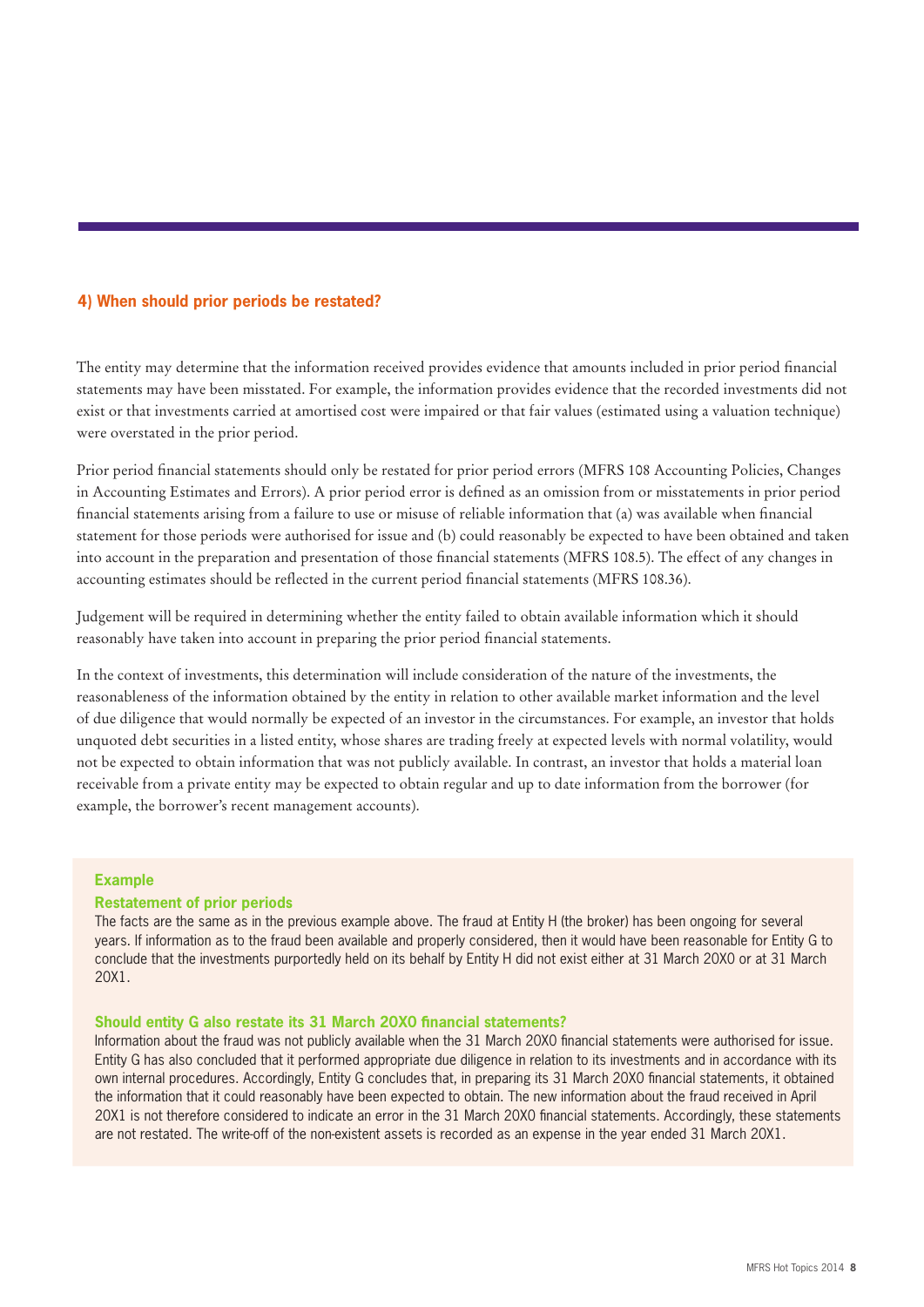## 4) When should prior periods be restated?

The entity may determine that the information received provides evidence that amounts included in prior period financial statements may have been misstated. For example, the information provides evidence that the recorded investments did not exist or that investments carried at amortised cost were impaired or that fair values (estimated using a valuation technique) were overstated in the prior period.

Prior period financial statements should only be restated for prior period errors (MFRS 108 Accounting Policies, Changes in Accounting Estimates and Errors). A prior period error is defined as an omission from or misstatements in prior period financial statements arising from a failure to use or misuse of reliable information that (a) was available when financial statement for those periods were authorised for issue and (b) could reasonably be expected to have been obtained and taken into account in the preparation and presentation of those financial statements (MFRS 108.5). The effect of any changes in accounting estimates should be reflected in the current period financial statements (MFRS 108.36).

Judgement will be required in determining whether the entity failed to obtain available information which it should reasonably have taken into account in preparing the prior period financial statements.

In the context of investments, this determination will include consideration of the nature of the investments, the reasonableness of the information obtained by the entity in relation to other available market information and the level of due diligence that would normally be expected of an investor in the circumstances. For example, an investor that holds unquoted debt securities in a listed entity, whose shares are trading freely at expected levels with normal volatility, would not be expected to obtain information that was not publicly available. In contrast, an investor that holds a material loan receivable from a private entity may be expected to obtain regular and up to date information from the borrower (for example, the borrower's recent management accounts).

### Example

**Restatement of prior periods**

The facts are the same as in the previous example above. The fraud at Entity H (the broker) has been ongoing for several years. If information as to the fraud been available and properly considered, then it would have been reasonable for Entity G to conclude that the investments purportedly held on its behalf by Entity H did not exist either at 31 March 20X0 or at 31 March 20X1.

**Should entity G also restate its 31 March 20X0 financial statements?**

Information about the fraud was not publicly available when the 31 March 20X0 financial statements were authorised for issue. Entity G has also concluded that it performed appropriate due diligence in relation to its investments and in accordance with its own internal procedures. Accordingly, Entity G concludes that, in preparing its 31 March 20X0 financial statements, it obtained the information that it could reasonably have been expected to obtain. The new information about the fraud received in April 20X1 is not therefore considered to indicate an error in the 31 March 20X0 financial statements. Accordingly, these statements are not restated. The write-off of the non-existent assets is recorded as an expense in the year ended 31 March 20X1.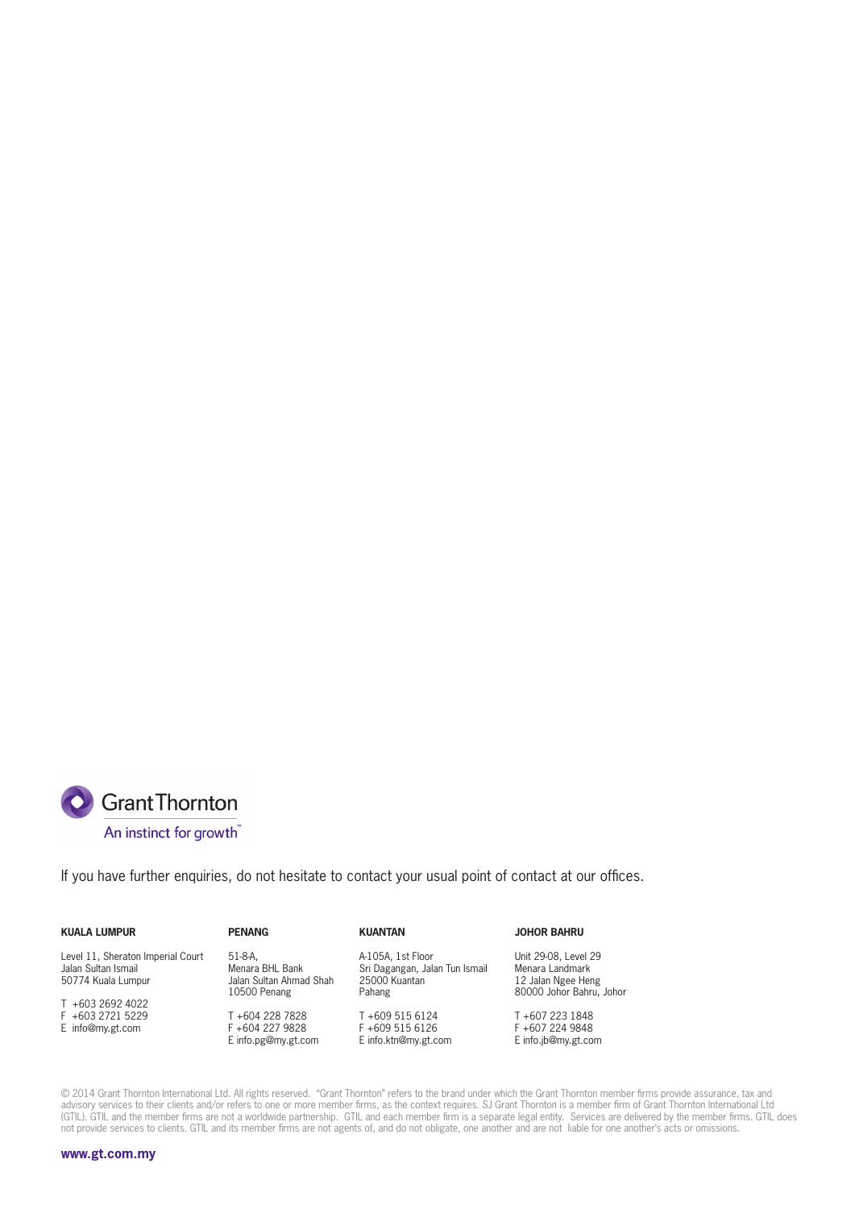Grant Thornton

An instinct for growth™

If you have further enquiries, do not hesitate to contact your usual point of contact at our offices.

**KUALA LUMPUR**

Level 11, Sheraton Imperial Court
Jalan Sultan Ismail
50774 Kuala Lumpur

T +603 2692 4022
F +603 2721 5229
E info@my.gt.com

**PENANG**

51-8-A,
Menara BHL Bank
Jalan Sultan Ahmad Shah
10500 Penang

T +604 228 7828
F +604 227 9828
E info.pg@my.gt.com

**KUANTAN**

A-105A, 1st Floor
Sri Dagangan, Jalan Tun Ismail
25000 Kuantan
Pahang

T +609 515 6124
F +609 515 6126
E info.ktn@my.gt.com

**JOHOR BAHRU**

Unit 29-08, Level 29
Menara Landmark
12 Jalan Ngee Heng
80000 Johor Bahru, Johor

T +607 223 1848
F +607 224 9848
E info.jb@my.gt.com

© 2014 Grant Thornton International Ltd. All rights reserved. "Grant Thornton" refers to the brand under which the Grant Thornton member firms provide assurance, tax and advisory services to their clients and/or refers to one or more member firms, as the context requires. SJ Grant Thornton is a member firm of Grant Thornton International Ltd (GTIL). GTIL and the member firms are not a worldwide partnership. GTIL and each member firm is a separate legal entity. Services are delivered by the member firms. GTIL does not provide services to clients. GTIL and its member firms are not agents of, and do not obligate, one another and are not liable for one another's acts or omissions.

**www.gt.com.my**